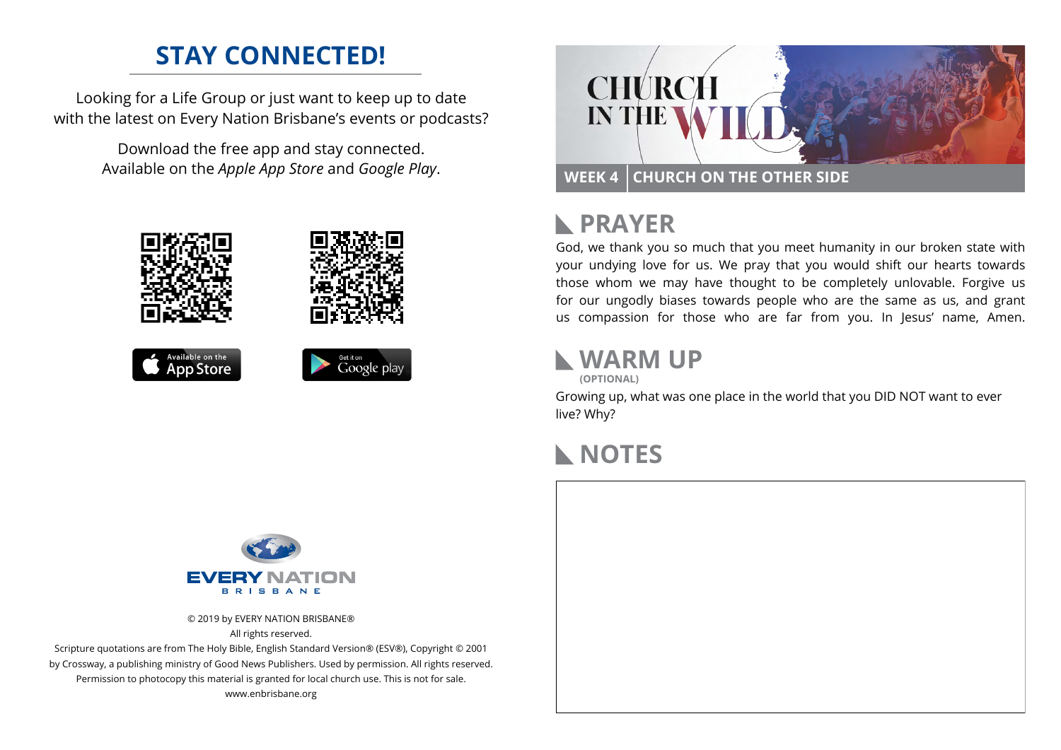## STAY CONNECTED!

Looking for a Life Group or just want to keep up to date with the latest on Every Nation Brisbane's events or podcasts?

Download the free app and stay connected. Available on the *Apple App Store* and *Google Play*.

Available on the App Store

Get it on Google play

EVERY NATION
BRISBANE

© 2019 by EVERY NATION BRISBANE®
All rights reserved.
Scripture quotations are from The Holy Bible, English Standard Version® (ESV®), Copyright © 2001 by Crossway, a publishing ministry of Good News Publishers. Used by permission. All rights reserved.
Permission to photocopy this material is granted for local church use. This is not for sale.
www.enbrisbane.org

# CHURCH IN THE WILD

**WEEK 4 | CHURCH ON THE OTHER SIDE**

## PRAYER

God, we thank you so much that you meet humanity in our broken state with your undying love for us. We pray that you would shift our hearts towards those whom we may have thought to be completely unlovable. Forgive us for our ungodly biases towards people who are the same as us, and grant us compassion for those who are far from you. In Jesus' name, Amen.

## WARM UP

**(OPTIONAL)**

Growing up, what was one place in the world that you DID NOT want to ever live? Why?

## NOTES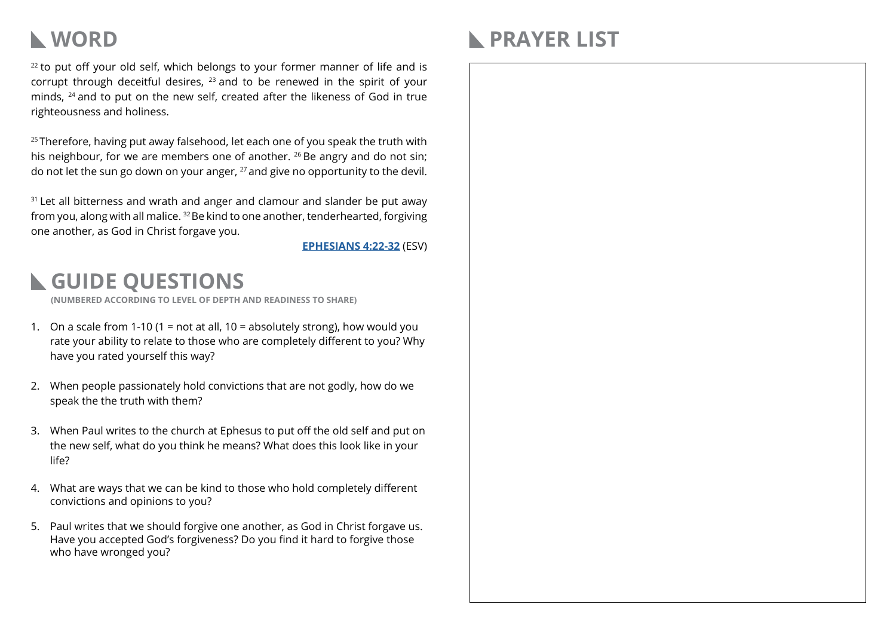## WORD

[22] to put off your old self, which belongs to your former manner of life and is corrupt through deceitful desires, [23] and to be renewed in the spirit of your minds, [24] and to put on the new self, created after the likeness of God in true righteousness and holiness.

[25] Therefore, having put away falsehood, let each one of you speak the truth with his neighbour, for we are members one of another. [26] Be angry and do not sin; do not let the sun go down on your anger, [27] and give no opportunity to the devil.

[31] Let all bitterness and wrath and anger and clamour and slander be put away from you, along with all malice. [32] Be kind to one another, tenderhearted, forgiving one another, as God in Christ forgave you.

**EPHESIANS 4:22-32** (ESV)

## GUIDE QUESTIONS

**(NUMBERED ACCORDING TO LEVEL OF DEPTH AND READINESS TO SHARE)**

1. On a scale from 1-10 (1 = not at all, 10 = absolutely strong), how would you rate your ability to relate to those who are completely different to you? Why have you rated yourself this way?
2. When people passionately hold convictions that are not godly, how do we speak the the truth with them?
3. When Paul writes to the church at Ephesus to put off the old self and put on the new self, what do you think he means? What does this look like in your life?
4. What are ways that we can be kind to those who hold completely different convictions and opinions to you?
5. Paul writes that we should forgive one another, as God in Christ forgave us. Have you accepted God's forgiveness? Do you find it hard to forgive those who have wronged you?

## PRAYER LIST